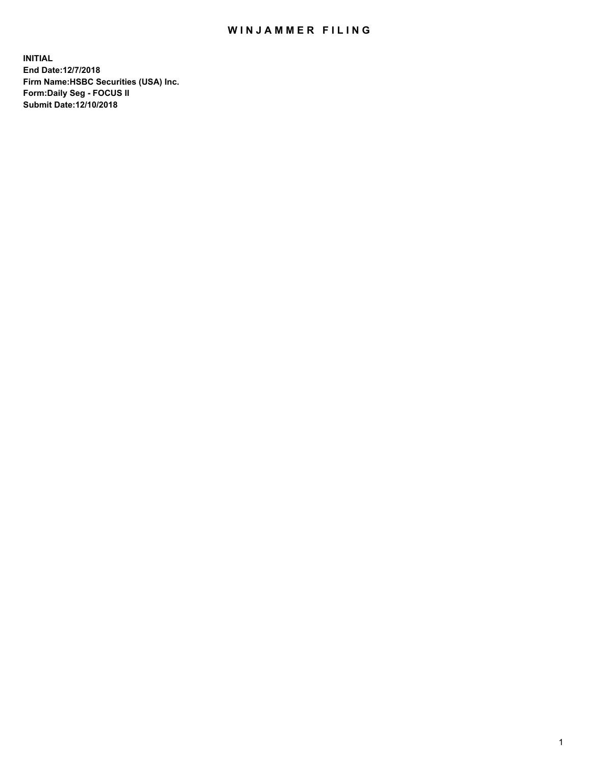# WINJAMMER FILING

**INITIAL**
**End Date:12/7/2018**
**Firm Name:HSBC Securities (USA) Inc.**
**Form:Daily Seg - FOCUS II**
**Submit Date:12/10/2018**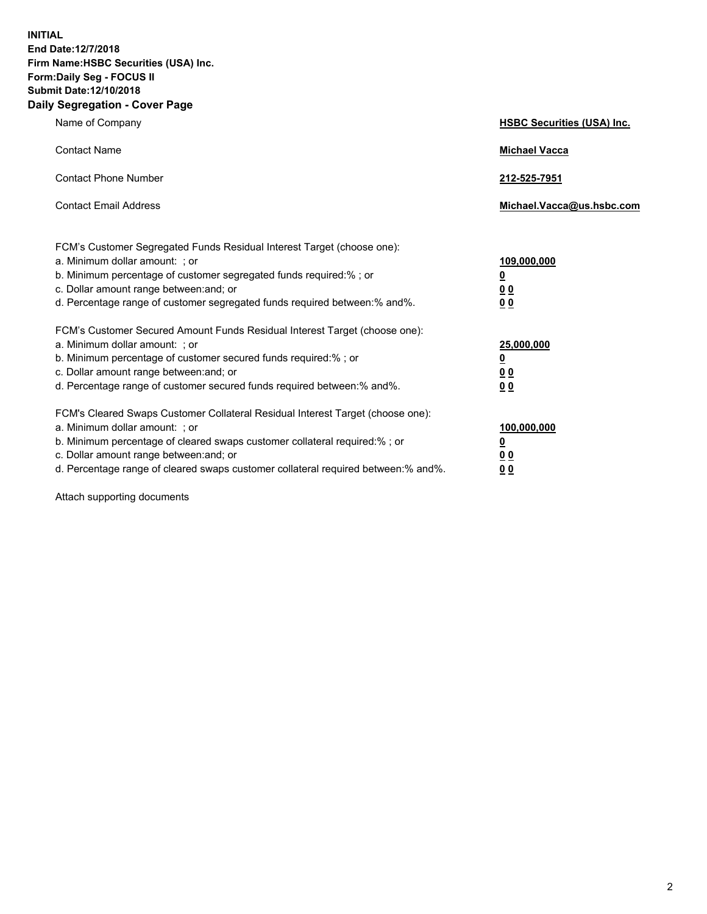**INITIAL**
**End Date:12/7/2018**
**Firm Name:HSBC Securities (USA) Inc.**
**Form:Daily Seg - FOCUS II**
**Submit Date:12/10/2018**

## Daily Segregation - Cover Page

| | |
|---|---|
| Name of Company | **HSBC Securities (USA) Inc.** |
| Contact Name | **Michael Vacca** |
| Contact Phone Number | **212-525-7951** |
| Contact Email Address | **Michael.Vacca@us.hsbc.com** |

| | |
|---|---|
| FCM's Customer Segregated Funds Residual Interest Target (choose one): | |
| a. Minimum dollar amount: ; or | **109,000,000** |
| b. Minimum percentage of customer segregated funds required:% ; or | **0** |
| c. Dollar amount range between:and; or | **0 0** |
| d. Percentage range of customer segregated funds required between:% and%. | **0 0** |
| FCM's Customer Secured Amount Funds Residual Interest Target (choose one): | |
| a. Minimum dollar amount: ; or | **25,000,000** |
| b. Minimum percentage of customer secured funds required:% ; or | **0** |
| c. Dollar amount range between:and; or | **0 0** |
| d. Percentage range of customer secured funds required between:% and%. | **0 0** |
| FCM's Cleared Swaps Customer Collateral Residual Interest Target (choose one): | |
| a. Minimum dollar amount: ; or | **100,000,000** |
| b. Minimum percentage of cleared swaps customer collateral required:% ; or | **0** |
| c. Dollar amount range between:and; or | **0 0** |
| d. Percentage range of cleared swaps customer collateral required between:% and%. | **0 0** |

Attach supporting documents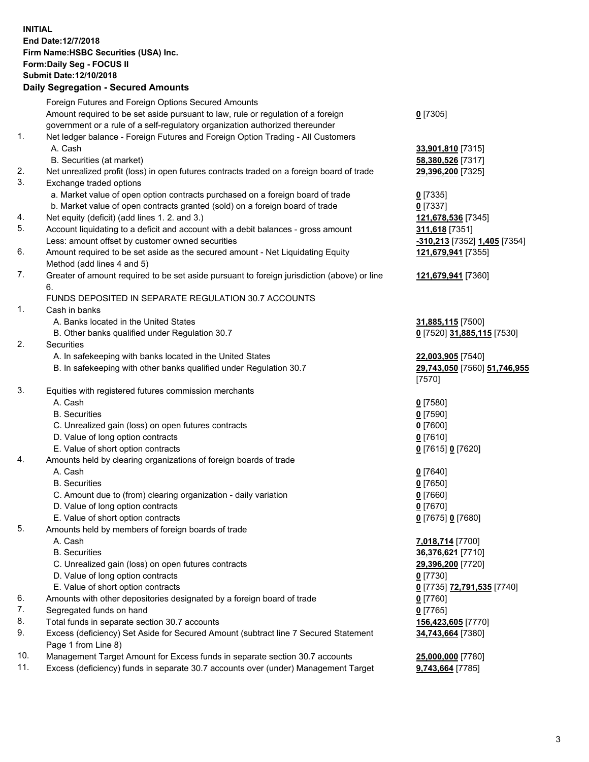**INITIAL**
**End Date:12/7/2018**
**Firm Name:HSBC Securities (USA) Inc.**
**Form:Daily Seg - FOCUS II**
**Submit Date:12/10/2018**

## Daily Segregation - Secured Amounts

| | | |
|---|---|---|
| | Foreign Futures and Foreign Options Secured Amounts | |
| | Amount required to be set aside pursuant to law, rule or regulation of a foreign government or a rule of a self-regulatory organization authorized thereunder | **0** [7305] |
| 1. | Net ledger balance - Foreign Futures and Foreign Option Trading - All Customers | |
| | A. Cash | **33,901,810** [7315] |
| | B. Securities (at market) | **58,380,526** [7317] |
| 2. | Net unrealized profit (loss) in open futures contracts traded on a foreign board of trade | **29,396,200** [7325] |
| 3. | Exchange traded options | |
| | a. Market value of open option contracts purchased on a foreign board of trade | **0** [7335] |
| | b. Market value of open contracts granted (sold) on a foreign board of trade | **0** [7337] |
| 4. | Net equity (deficit) (add lines 1. 2. and 3.) | **121,678,536** [7345] |
| 5. | Account liquidating to a deficit and account with a debit balances - gross amount | **311,618** [7351] |
| | Less: amount offset by customer owned securities | **-310,213** [7352] **1,405** [7354] |
| 6. | Amount required to be set aside as the secured amount - Net Liquidating Equity Method (add lines 4 and 5) | **121,679,941** [7355] |
| 7. | Greater of amount required to be set aside pursuant to foreign jurisdiction (above) or line 6. | **121,679,941** [7360] |
| | FUNDS DEPOSITED IN SEPARATE REGULATION 30.7 ACCOUNTS | |
| 1. | Cash in banks | |
| | A. Banks located in the United States | **31,885,115** [7500] |
| | B. Other banks qualified under Regulation 30.7 | **0** [7520] **31,885,115** [7530] |
| 2. | Securities | |
| | A. In safekeeping with banks located in the United States | **22,003,905** [7540] |
| | B. In safekeeping with other banks qualified under Regulation 30.7 | **29,743,050** [7560] **51,746,955** [7570] |
| 3. | Equities with registered futures commission merchants | |
| | A. Cash | **0** [7580] |
| | B. Securities | **0** [7590] |
| | C. Unrealized gain (loss) on open futures contracts | **0** [7600] |
| | D. Value of long option contracts | **0** [7610] |
| | E. Value of short option contracts | **0** [7615] **0** [7620] |
| 4. | Amounts held by clearing organizations of foreign boards of trade | |
| | A. Cash | **0** [7640] |
| | B. Securities | **0** [7650] |
| | C. Amount due to (from) clearing organization - daily variation | **0** [7660] |
| | D. Value of long option contracts | **0** [7670] |
| | E. Value of short option contracts | **0** [7675] **0** [7680] |
| 5. | Amounts held by members of foreign boards of trade | |
| | A. Cash | **7,018,714** [7700] |
| | B. Securities | **36,376,621** [7710] |
| | C. Unrealized gain (loss) on open futures contracts | **29,396,200** [7720] |
| | D. Value of long option contracts | **0** [7730] |
| | E. Value of short option contracts | **0** [7735] **72,791,535** [7740] |
| 6. | Amounts with other depositories designated by a foreign board of trade | **0** [7760] |
| 7. | Segregated funds on hand | **0** [7765] |
| 8. | Total funds in separate section 30.7 accounts | **156,423,605** [7770] |
| 9. | Excess (deficiency) Set Aside for Secured Amount (subtract line 7 Secured Statement Page 1 from Line 8) | **34,743,664** [7380] |
| 10. | Management Target Amount for Excess funds in separate section 30.7 accounts | **25,000,000** [7780] |
| 11. | Excess (deficiency) funds in separate 30.7 accounts over (under) Management Target | **9,743,664** [7785] |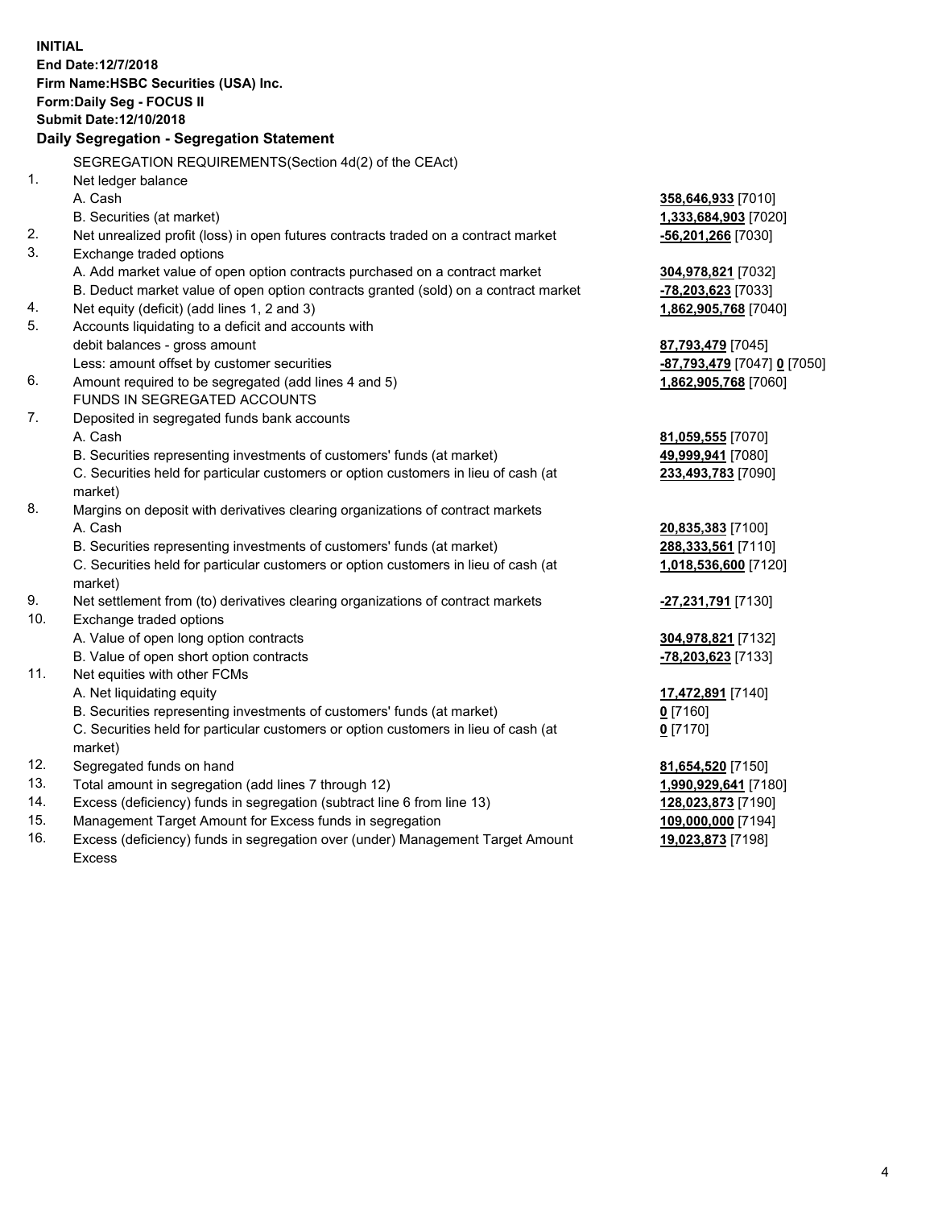**INITIAL**
**End Date:12/7/2018**
**Firm Name:HSBC Securities (USA) Inc.**
**Form:Daily Seg - FOCUS II**
**Submit Date:12/10/2018**

### Daily Segregation - Segregation Statement

SEGREGATION REQUIREMENTS(Section 4d(2) of the CEAct)

| | | |
|---|---|---|
| 1. | Net ledger balance | |
| | A. Cash | **358,646,933** [7010] |
| | B. Securities (at market) | **1,333,684,903** [7020] |
| 2. | Net unrealized profit (loss) in open futures contracts traded on a contract market | **-56,201,266** [7030] |
| 3. | Exchange traded options | |
| | A. Add market value of open option contracts purchased on a contract market | **304,978,821** [7032] |
| | B. Deduct market value of open option contracts granted (sold) on a contract market | **-78,203,623** [7033] |
| 4. | Net equity (deficit) (add lines 1, 2 and 3) | **1,862,905,768** [7040] |
| 5. | Accounts liquidating to a deficit and accounts with debit balances - gross amount | **87,793,479** [7045] |
| | Less: amount offset by customer securities | **-87,793,479** [7047] **0** [7050] |
| 6. | Amount required to be segregated (add lines 4 and 5) | **1,862,905,768** [7060] |
| | FUNDS IN SEGREGATED ACCOUNTS | |
| 7. | Deposited in segregated funds bank accounts | |
| | A. Cash | **81,059,555** [7070] |
| | B. Securities representing investments of customers' funds (at market) | **49,999,941** [7080] |
| | C. Securities held for particular customers or option customers in lieu of cash (at market) | **233,493,783** [7090] |
| 8. | Margins on deposit with derivatives clearing organizations of contract markets | |
| | A. Cash | **20,835,383** [7100] |
| | B. Securities representing investments of customers' funds (at market) | **288,333,561** [7110] |
| | C. Securities held for particular customers or option customers in lieu of cash (at market) | **1,018,536,600** [7120] |
| 9. | Net settlement from (to) derivatives clearing organizations of contract markets | **-27,231,791** [7130] |
| 10. | Exchange traded options | |
| | A. Value of open long option contracts | **304,978,821** [7132] |
| | B. Value of open short option contracts | **-78,203,623** [7133] |
| 11. | Net equities with other FCMs | |
| | A. Net liquidating equity | **17,472,891** [7140] |
| | B. Securities representing investments of customers' funds (at market) | **0** [7160] |
| | C. Securities held for particular customers or option customers in lieu of cash (at market) | **0** [7170] |
| 12. | Segregated funds on hand | **81,654,520** [7150] |
| 13. | Total amount in segregation (add lines 7 through 12) | **1,990,929,641** [7180] |
| 14. | Excess (deficiency) funds in segregation (subtract line 6 from line 13) | **128,023,873** [7190] |
| 15. | Management Target Amount for Excess funds in segregation | **109,000,000** [7194] |
| 16. | Excess (deficiency) funds in segregation over (under) Management Target Amount Excess | **19,023,873** [7198] |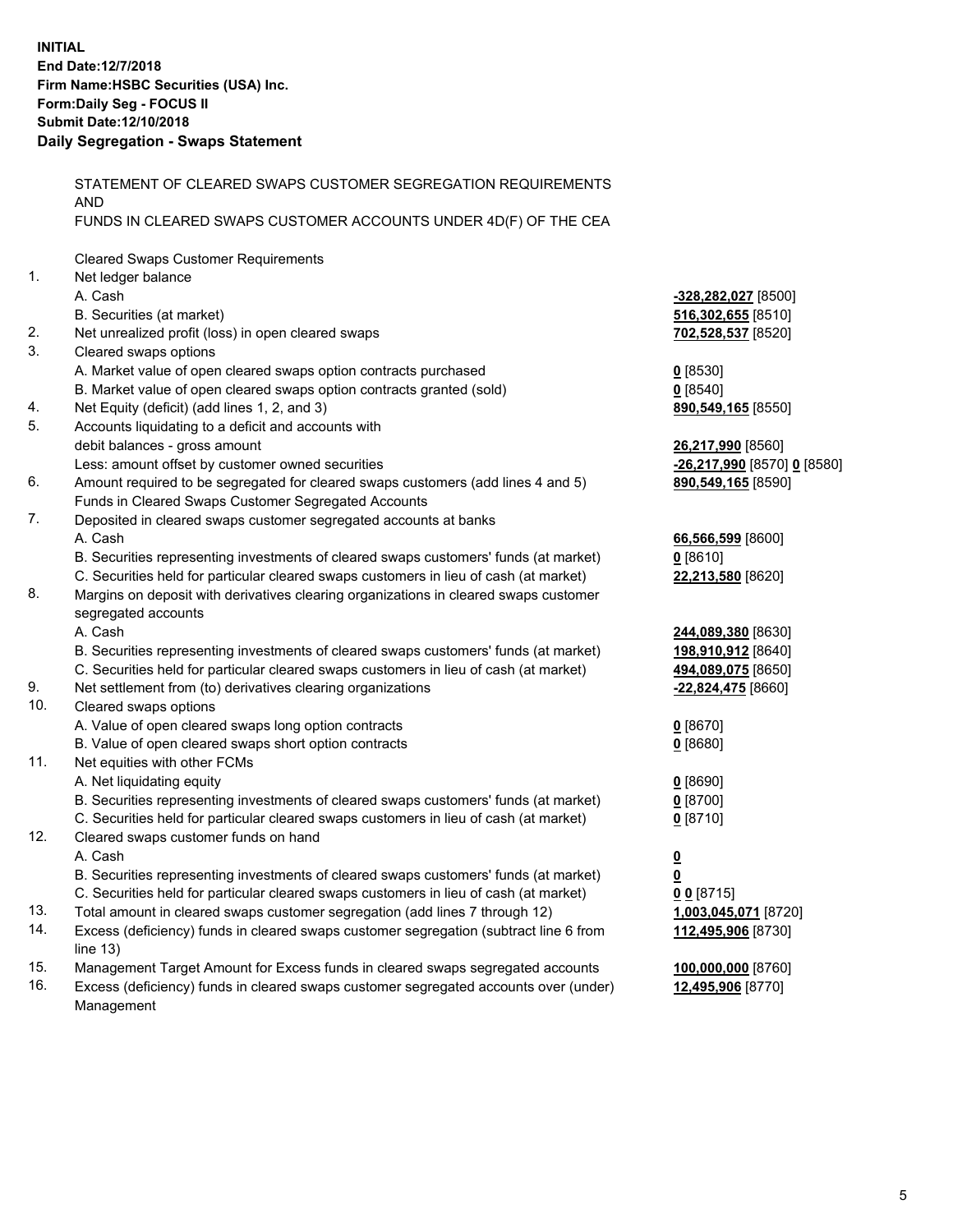**INITIAL**
**End Date:12/7/2018**
**Firm Name:HSBC Securities (USA) Inc.**
**Form:Daily Seg - FOCUS II**
**Submit Date:12/10/2018**
**Daily Segregation - Swaps Statement**

STATEMENT OF CLEARED SWAPS CUSTOMER SEGREGATION REQUIREMENTS AND FUNDS IN CLEARED SWAPS CUSTOMER ACCOUNTS UNDER 4D(F) OF THE CEA

| | | |
|---|---|---|
| | Cleared Swaps Customer Requirements | |
| 1. | Net ledger balance | |
| | A. Cash | **-328,282,027** [8500] |
| | B. Securities (at market) | **516,302,655** [8510] |
| 2. | Net unrealized profit (loss) in open cleared swaps | **702,528,537** [8520] |
| 3. | Cleared swaps options | |
| | A. Market value of open cleared swaps option contracts purchased | **0** [8530] |
| | B. Market value of open cleared swaps option contracts granted (sold) | **0** [8540] |
| 4. | Net Equity (deficit) (add lines 1, 2, and 3) | **890,549,165** [8550] |
| 5. | Accounts liquidating to a deficit and accounts with debit balances - gross amount | **26,217,990** [8560] |
| | Less: amount offset by customer owned securities | **-26,217,990** [8570] **0** [8580] |
| 6. | Amount required to be segregated for cleared swaps customers (add lines 4 and 5) | **890,549,165** [8590] |
| | Funds in Cleared Swaps Customer Segregated Accounts | |
| 7. | Deposited in cleared swaps customer segregated accounts at banks | |
| | A. Cash | **66,566,599** [8600] |
| | B. Securities representing investments of cleared swaps customers' funds (at market) | **0** [8610] |
| | C. Securities held for particular cleared swaps customers in lieu of cash (at market) | **22,213,580** [8620] |
| 8. | Margins on deposit with derivatives clearing organizations in cleared swaps customer segregated accounts | |
| | A. Cash | **244,089,380** [8630] |
| | B. Securities representing investments of cleared swaps customers' funds (at market) | **198,910,912** [8640] |
| | C. Securities held for particular cleared swaps customers in lieu of cash (at market) | **494,089,075** [8650] |
| 9. | Net settlement from (to) derivatives clearing organizations | **-22,824,475** [8660] |
| 10. | Cleared swaps options | |
| | A. Value of open cleared swaps long option contracts | **0** [8670] |
| | B. Value of open cleared swaps short option contracts | **0** [8680] |
| 11. | Net equities with other FCMs | |
| | A. Net liquidating equity | **0** [8690] |
| | B. Securities representing investments of cleared swaps customers' funds (at market) | **0** [8700] |
| | C. Securities held for particular cleared swaps customers in lieu of cash (at market) | **0** [8710] |
| 12. | Cleared swaps customer funds on hand | |
| | A. Cash | **0** |
| | B. Securities representing investments of cleared swaps customers' funds (at market) | **0** |
| | C. Securities held for particular cleared swaps customers in lieu of cash (at market) | **0** **0** [8715] |
| 13. | Total amount in cleared swaps customer segregation (add lines 7 through 12) | **1,003,045,071** [8720] |
| 14. | Excess (deficiency) funds in cleared swaps customer segregation (subtract line 6 from line 13) | **112,495,906** [8730] |
| 15. | Management Target Amount for Excess funds in cleared swaps segregated accounts | **100,000,000** [8760] |
| 16. | Excess (deficiency) funds in cleared swaps customer segregated accounts over (under) Management | **12,495,906** [8770] |